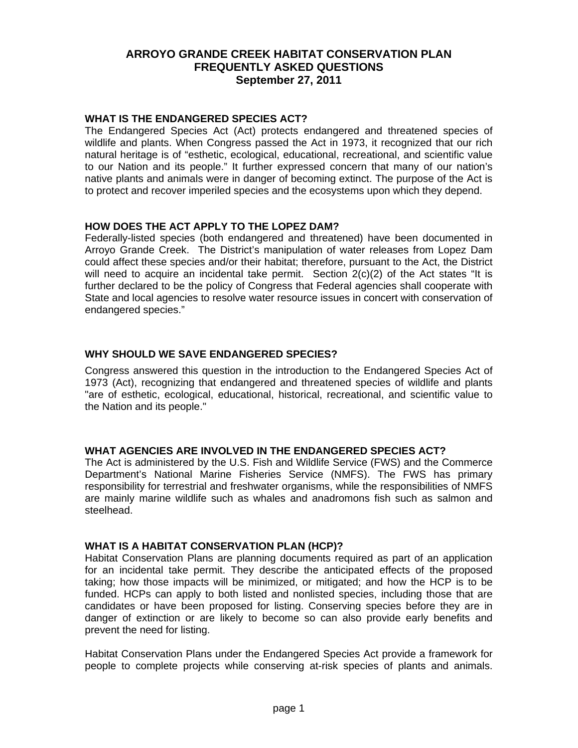# ARROYO GRANDE CREEK HABITAT CONSERVATION PLAN FREQUENTLY ASKED QUESTIONS September 27, 2011

## WHAT IS THE ENDANGERED SPECIES ACT?

The Endangered Species Act (Act) protects endangered and threatened species of wildlife and plants. When Congress passed the Act in 1973, it recognized that our rich natural heritage is of "esthetic, ecological, educational, recreational, and scientific value to our Nation and its people." It further expressed concern that many of our nation's native plants and animals were in danger of becoming extinct. The purpose of the Act is to protect and recover imperiled species and the ecosystems upon which they depend.

## HOW DOES THE ACT APPLY TO THE LOPEZ DAM?

Federally-listed species (both endangered and threatened) have been documented in Arroyo Grande Creek. The District's manipulation of water releases from Lopez Dam could affect these species and/or their habitat; therefore, pursuant to the Act, the District will need to acquire an incidental take permit. Section 2(c)(2) of the Act states "It is further declared to be the policy of Congress that Federal agencies shall cooperate with State and local agencies to resolve water resource issues in concert with conservation of endangered species."

## WHY SHOULD WE SAVE ENDANGERED SPECIES?

Congress answered this question in the introduction to the Endangered Species Act of 1973 (Act), recognizing that endangered and threatened species of wildlife and plants "are of esthetic, ecological, educational, historical, recreational, and scientific value to the Nation and its people."

## WHAT AGENCIES ARE INVOLVED IN THE ENDANGERED SPECIES ACT?

The Act is administered by the U.S. Fish and Wildlife Service (FWS) and the Commerce Department's National Marine Fisheries Service (NMFS). The FWS has primary responsibility for terrestrial and freshwater organisms, while the responsibilities of NMFS are mainly marine wildlife such as whales and anadromons fish such as salmon and steelhead.

## WHAT IS A HABITAT CONSERVATION PLAN (HCP)?

Habitat Conservation Plans are planning documents required as part of an application for an incidental take permit. They describe the anticipated effects of the proposed taking; how those impacts will be minimized, or mitigated; and how the HCP is to be funded. HCPs can apply to both listed and nonlisted species, including those that are candidates or have been proposed for listing. Conserving species before they are in danger of extinction or are likely to become so can also provide early benefits and prevent the need for listing.

Habitat Conservation Plans under the Endangered Species Act provide a framework for people to complete projects while conserving at-risk species of plants and animals.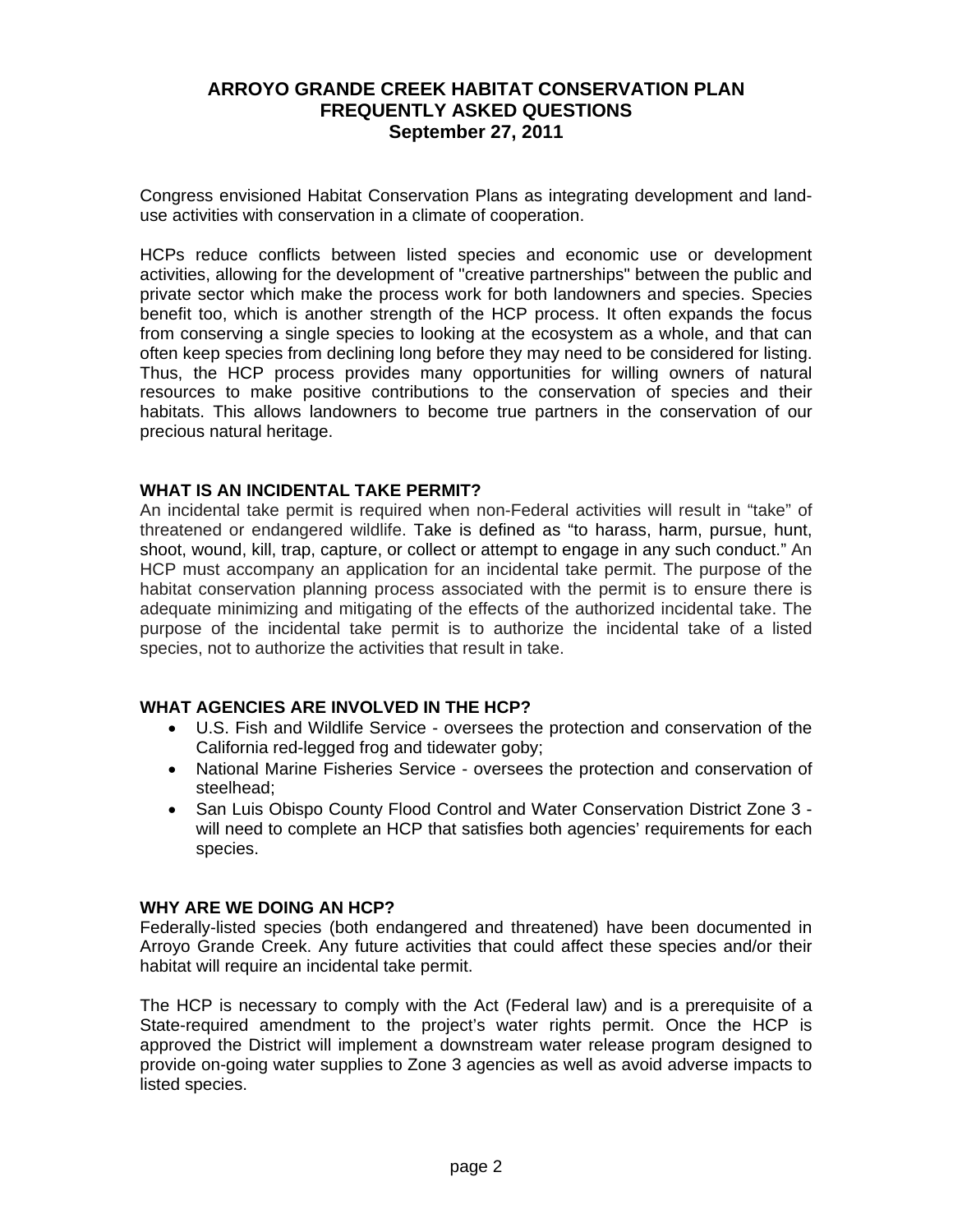# ARROYO GRANDE CREEK HABITAT CONSERVATION PLAN FREQUENTLY ASKED QUESTIONS September 27, 2011

Congress envisioned Habitat Conservation Plans as integrating development and land-use activities with conservation in a climate of cooperation.

HCPs reduce conflicts between listed species and economic use or development activities, allowing for the development of "creative partnerships" between the public and private sector which make the process work for both landowners and species. Species benefit too, which is another strength of the HCP process. It often expands the focus from conserving a single species to looking at the ecosystem as a whole, and that can often keep species from declining long before they may need to be considered for listing. Thus, the HCP process provides many opportunities for willing owners of natural resources to make positive contributions to the conservation of species and their habitats. This allows landowners to become true partners in the conservation of our precious natural heritage.

## WHAT IS AN INCIDENTAL TAKE PERMIT?

An incidental take permit is required when non-Federal activities will result in "take" of threatened or endangered wildlife. Take is defined as "to harass, harm, pursue, hunt, shoot, wound, kill, trap, capture, or collect or attempt to engage in any such conduct." An HCP must accompany an application for an incidental take permit. The purpose of the habitat conservation planning process associated with the permit is to ensure there is adequate minimizing and mitigating of the effects of the authorized incidental take. The purpose of the incidental take permit is to authorize the incidental take of a listed species, not to authorize the activities that result in take.

## WHAT AGENCIES ARE INVOLVED IN THE HCP?

- U.S. Fish and Wildlife Service - oversees the protection and conservation of the California red-legged frog and tidewater goby;
- National Marine Fisheries Service - oversees the protection and conservation of steelhead;
- San Luis Obispo County Flood Control and Water Conservation District Zone 3 - will need to complete an HCP that satisfies both agencies' requirements for each species.

## WHY ARE WE DOING AN HCP?

Federally-listed species (both endangered and threatened) have been documented in Arroyo Grande Creek. Any future activities that could affect these species and/or their habitat will require an incidental take permit.

The HCP is necessary to comply with the Act (Federal law) and is a prerequisite of a State-required amendment to the project's water rights permit. Once the HCP is approved the District will implement a downstream water release program designed to provide on-going water supplies to Zone 3 agencies as well as avoid adverse impacts to listed species.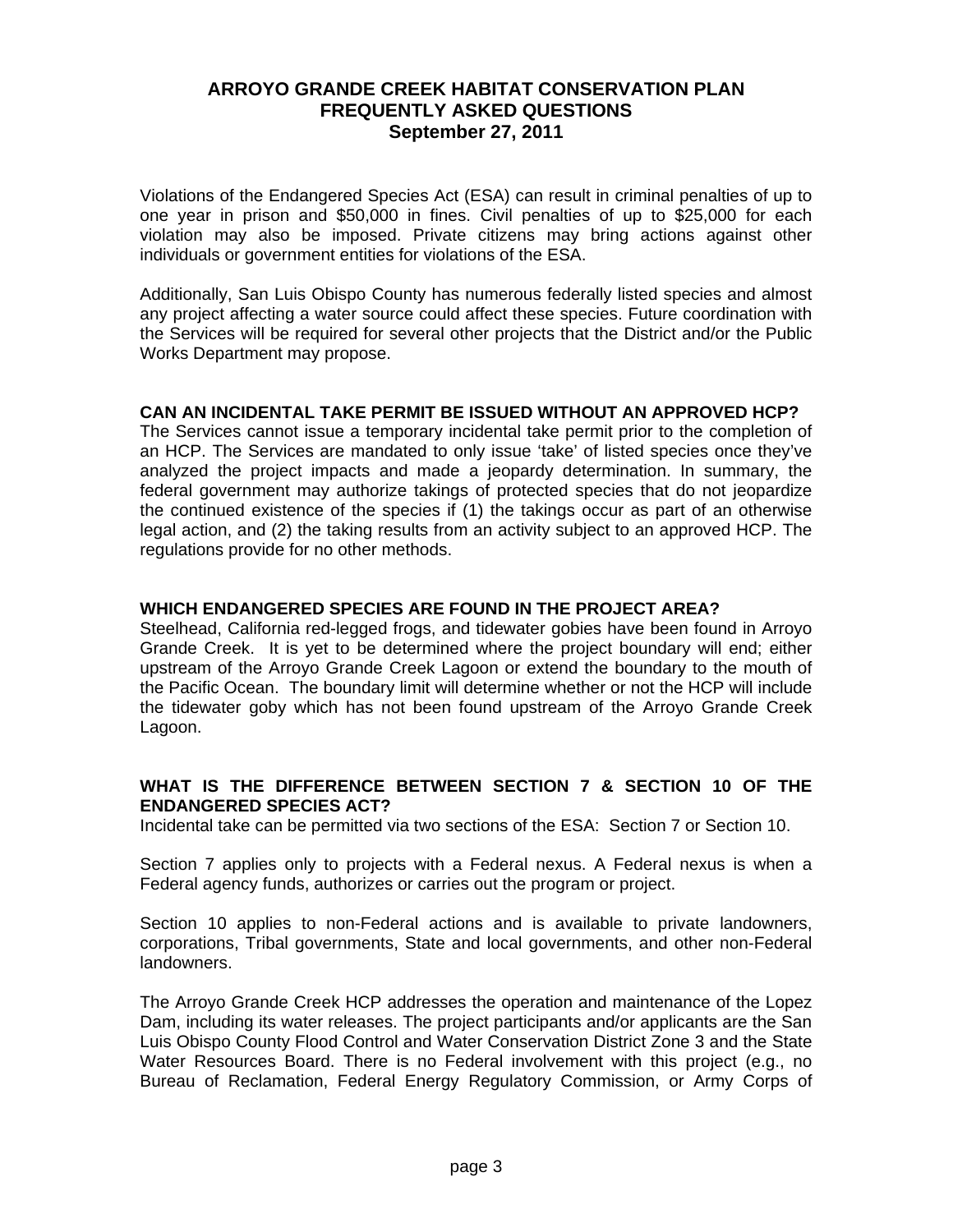Violations of the Endangered Species Act (ESA) can result in criminal penalties of up to one year in prison and $50,000 in fines. Civil penalties of up to $25,000 for each violation may also be imposed. Private citizens may bring actions against other individuals or government entities for violations of the ESA.

Additionally, San Luis Obispo County has numerous federally listed species and almost any project affecting a water source could affect these species. Future coordination with the Services will be required for several other projects that the District and/or the Public Works Department may propose.

**CAN AN INCIDENTAL TAKE PERMIT BE ISSUED WITHOUT AN APPROVED HCP?**

The Services cannot issue a temporary incidental take permit prior to the completion of an HCP. The Services are mandated to only issue 'take' of listed species once they've analyzed the project impacts and made a jeopardy determination. In summary, the federal government may authorize takings of protected species that do not jeopardize the continued existence of the species if (1) the takings occur as part of an otherwise legal action, and (2) the taking results from an activity subject to an approved HCP. The regulations provide for no other methods.

**WHICH ENDANGERED SPECIES ARE FOUND IN THE PROJECT AREA?**

Steelhead, California red-legged frogs, and tidewater gobies have been found in Arroyo Grande Creek. It is yet to be determined where the project boundary will end; either upstream of the Arroyo Grande Creek Lagoon or extend the boundary to the mouth of the Pacific Ocean. The boundary limit will determine whether or not the HCP will include the tidewater goby which has not been found upstream of the Arroyo Grande Creek Lagoon.

**WHAT IS THE DIFFERENCE BETWEEN SECTION 7 & SECTION 10 OF THE ENDANGERED SPECIES ACT?**

Incidental take can be permitted via two sections of the ESA: Section 7 or Section 10.

Section 7 applies only to projects with a Federal nexus. A Federal nexus is when a Federal agency funds, authorizes or carries out the program or project.

Section 10 applies to non-Federal actions and is available to private landowners, corporations, Tribal governments, State and local governments, and other non-Federal landowners.

The Arroyo Grande Creek HCP addresses the operation and maintenance of the Lopez Dam, including its water releases. The project participants and/or applicants are the San Luis Obispo County Flood Control and Water Conservation District Zone 3 and the State Water Resources Board. There is no Federal involvement with this project (e.g., no Bureau of Reclamation, Federal Energy Regulatory Commission, or Army Corps of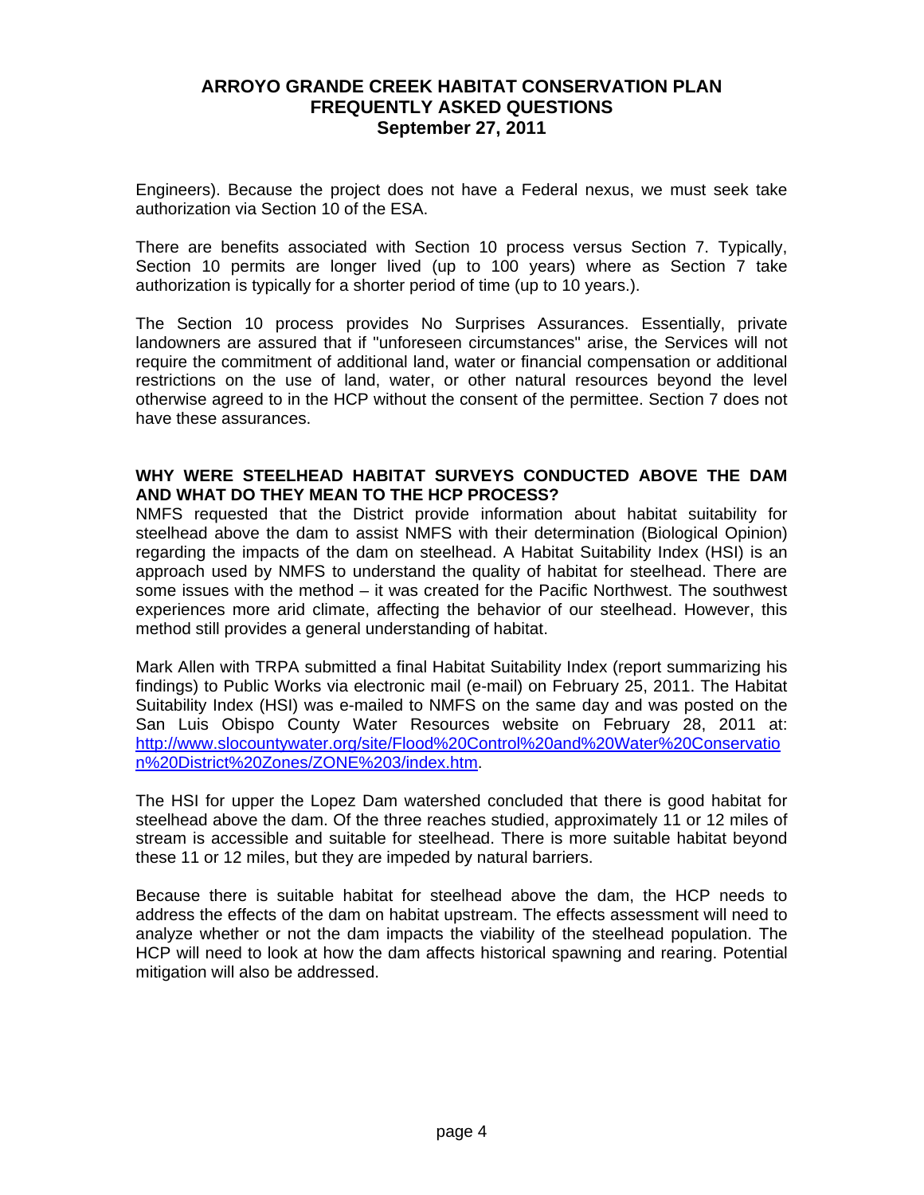Engineers). Because the project does not have a Federal nexus, we must seek take authorization via Section 10 of the ESA.

There are benefits associated with Section 10 process versus Section 7. Typically, Section 10 permits are longer lived (up to 100 years) where as Section 7 take authorization is typically for a shorter period of time (up to 10 years.).

The Section 10 process provides No Surprises Assurances. Essentially, private landowners are assured that if "unforeseen circumstances" arise, the Services will not require the commitment of additional land, water or financial compensation or additional restrictions on the use of land, water, or other natural resources beyond the level otherwise agreed to in the HCP without the consent of the permittee. Section 7 does not have these assurances.

**WHY WERE STEELHEAD HABITAT SURVEYS CONDUCTED ABOVE THE DAM AND WHAT DO THEY MEAN TO THE HCP PROCESS?**

NMFS requested that the District provide information about habitat suitability for steelhead above the dam to assist NMFS with their determination (Biological Opinion) regarding the impacts of the dam on steelhead. A Habitat Suitability Index (HSI) is an approach used by NMFS to understand the quality of habitat for steelhead. There are some issues with the method – it was created for the Pacific Northwest. The southwest experiences more arid climate, affecting the behavior of our steelhead. However, this method still provides a general understanding of habitat.

Mark Allen with TRPA submitted a final Habitat Suitability Index (report summarizing his findings) to Public Works via electronic mail (e-mail) on February 25, 2011. The Habitat Suitability Index (HSI) was e-mailed to NMFS on the same day and was posted on the San Luis Obispo County Water Resources website on February 28, 2011 at: [http://www.slocountywater.org/site/Flood%20Control%20and%20Water%20Conservation%20District%20Zones/ZONE%203/index.htm](http://www.slocountywater.org/site/Flood%20Control%20and%20Water%20Conservation%20District%20Zones/ZONE%203/index.htm).

The HSI for upper the Lopez Dam watershed concluded that there is good habitat for steelhead above the dam. Of the three reaches studied, approximately 11 or 12 miles of stream is accessible and suitable for steelhead. There is more suitable habitat beyond these 11 or 12 miles, but they are impeded by natural barriers.

Because there is suitable habitat for steelhead above the dam, the HCP needs to address the effects of the dam on habitat upstream. The effects assessment will need to analyze whether or not the dam impacts the viability of the steelhead population. The HCP will need to look at how the dam affects historical spawning and rearing. Potential mitigation will also be addressed.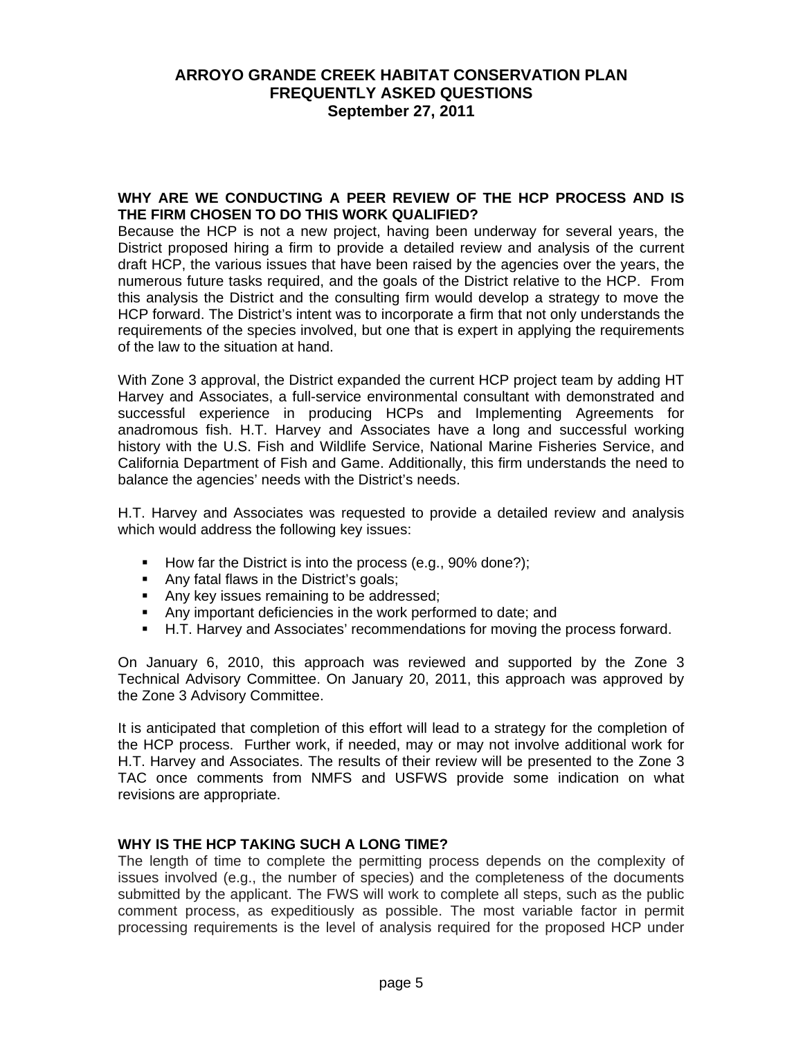## ARROYO GRANDE CREEK HABITAT CONSERVATION PLAN
## FREQUENTLY ASKED QUESTIONS
## September 27, 2011

### WHY ARE WE CONDUCTING A PEER REVIEW OF THE HCP PROCESS AND IS THE FIRM CHOSEN TO DO THIS WORK QUALIFIED?

Because the HCP is not a new project, having been underway for several years, the District proposed hiring a firm to provide a detailed review and analysis of the current draft HCP, the various issues that have been raised by the agencies over the years, the numerous future tasks required, and the goals of the District relative to the HCP. From this analysis the District and the consulting firm would develop a strategy to move the HCP forward. The District's intent was to incorporate a firm that not only understands the requirements of the species involved, but one that is expert in applying the requirements of the law to the situation at hand.

With Zone 3 approval, the District expanded the current HCP project team by adding HT Harvey and Associates, a full-service environmental consultant with demonstrated and successful experience in producing HCPs and Implementing Agreements for anadromous fish. H.T. Harvey and Associates have a long and successful working history with the U.S. Fish and Wildlife Service, National Marine Fisheries Service, and California Department of Fish and Game. Additionally, this firm understands the need to balance the agencies' needs with the District's needs.

H.T. Harvey and Associates was requested to provide a detailed review and analysis which would address the following key issues:

- How far the District is into the process (e.g., 90% done?);
- Any fatal flaws in the District's goals;
- Any key issues remaining to be addressed;
- Any important deficiencies in the work performed to date; and
- H.T. Harvey and Associates' recommendations for moving the process forward.

On January 6, 2010, this approach was reviewed and supported by the Zone 3 Technical Advisory Committee. On January 20, 2011, this approach was approved by the Zone 3 Advisory Committee.

It is anticipated that completion of this effort will lead to a strategy for the completion of the HCP process. Further work, if needed, may or may not involve additional work for H.T. Harvey and Associates. The results of their review will be presented to the Zone 3 TAC once comments from NMFS and USFWS provide some indication on what revisions are appropriate.

### WHY IS THE HCP TAKING SUCH A LONG TIME?

The length of time to complete the permitting process depends on the complexity of issues involved (e.g., the number of species) and the completeness of the documents submitted by the applicant. The FWS will work to complete all steps, such as the public comment process, as expeditiously as possible. The most variable factor in permit processing requirements is the level of analysis required for the proposed HCP under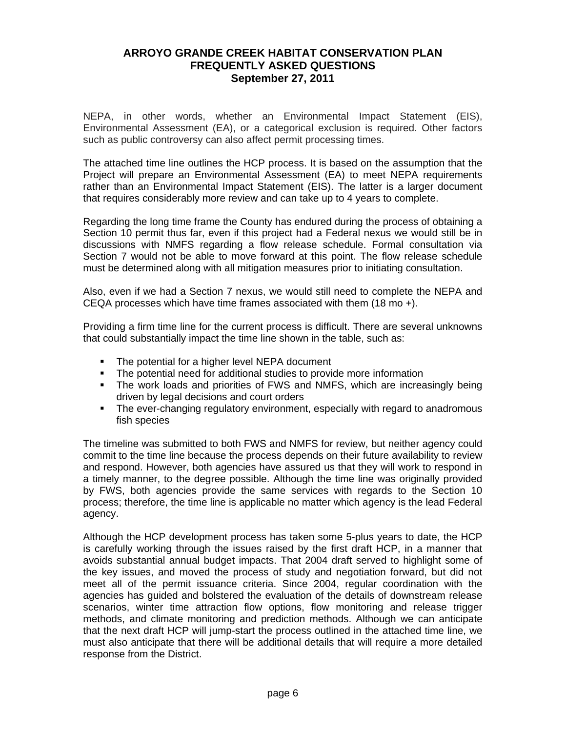NEPA, in other words, whether an Environmental Impact Statement (EIS), Environmental Assessment (EA), or a categorical exclusion is required. Other factors such as public controversy can also affect permit processing times.

The attached time line outlines the HCP process. It is based on the assumption that the Project will prepare an Environmental Assessment (EA) to meet NEPA requirements rather than an Environmental Impact Statement (EIS). The latter is a larger document that requires considerably more review and can take up to 4 years to complete.

Regarding the long time frame the County has endured during the process of obtaining a Section 10 permit thus far, even if this project had a Federal nexus we would still be in discussions with NMFS regarding a flow release schedule. Formal consultation via Section 7 would not be able to move forward at this point. The flow release schedule must be determined along with all mitigation measures prior to initiating consultation.

Also, even if we had a Section 7 nexus, we would still need to complete the NEPA and CEQA processes which have time frames associated with them (18 mo +).

Providing a firm time line for the current process is difficult. There are several unknowns that could substantially impact the time line shown in the table, such as:

- The potential for a higher level NEPA document
- The potential need for additional studies to provide more information
- The work loads and priorities of FWS and NMFS, which are increasingly being driven by legal decisions and court orders
- The ever-changing regulatory environment, especially with regard to anadromous fish species

The timeline was submitted to both FWS and NMFS for review, but neither agency could commit to the time line because the process depends on their future availability to review and respond. However, both agencies have assured us that they will work to respond in a timely manner, to the degree possible. Although the time line was originally provided by FWS, both agencies provide the same services with regards to the Section 10 process; therefore, the time line is applicable no matter which agency is the lead Federal agency.

Although the HCP development process has taken some 5-plus years to date, the HCP is carefully working through the issues raised by the first draft HCP, in a manner that avoids substantial annual budget impacts. That 2004 draft served to highlight some of the key issues, and moved the process of study and negotiation forward, but did not meet all of the permit issuance criteria. Since 2004, regular coordination with the agencies has guided and bolstered the evaluation of the details of downstream release scenarios, winter time attraction flow options, flow monitoring and release trigger methods, and climate monitoring and prediction methods. Although we can anticipate that the next draft HCP will jump-start the process outlined in the attached time line, we must also anticipate that there will be additional details that will require a more detailed response from the District.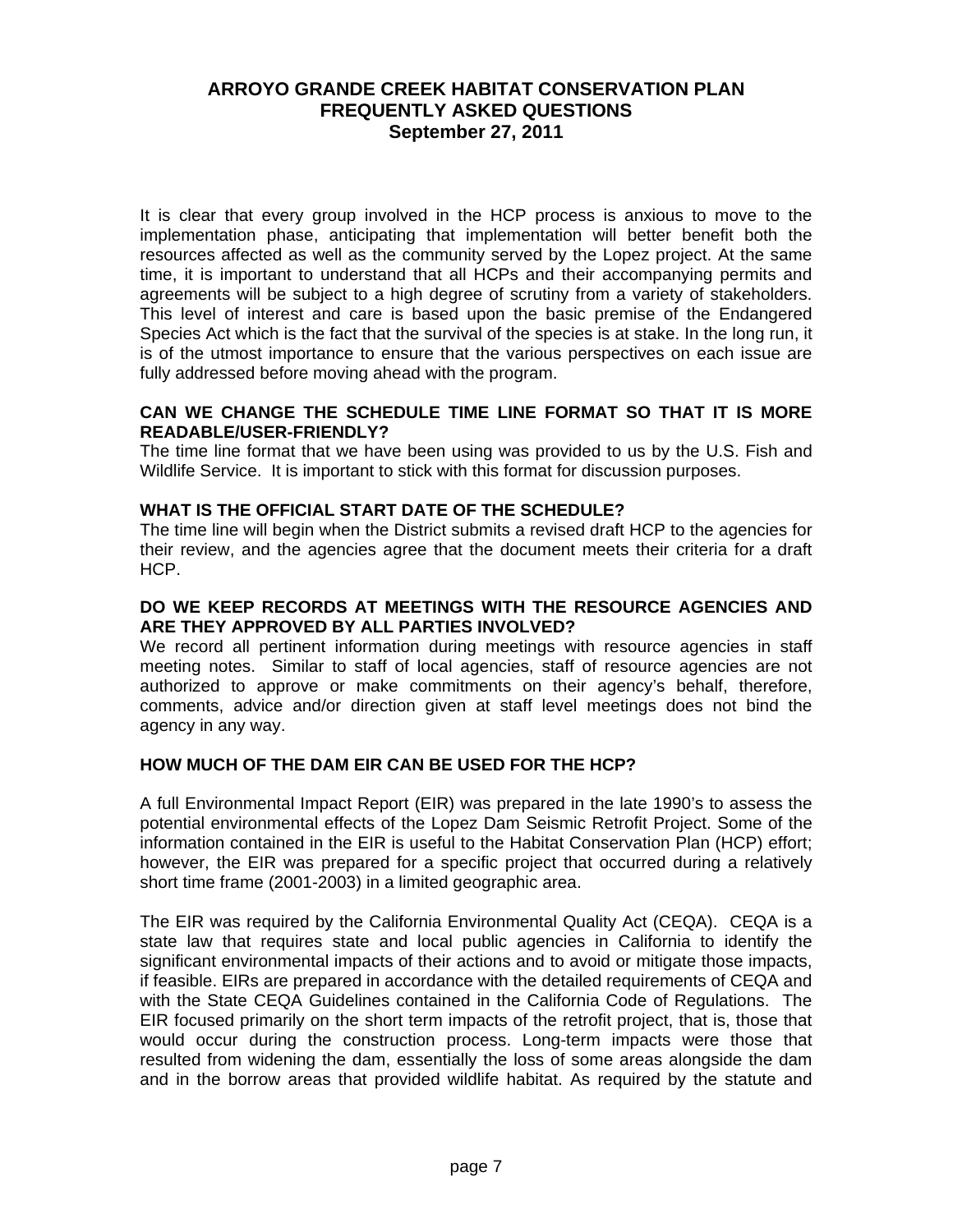# ARROYO GRANDE CREEK HABITAT CONSERVATION PLAN FREQUENTLY ASKED QUESTIONS September 27, 2011

It is clear that every group involved in the HCP process is anxious to move to the implementation phase, anticipating that implementation will better benefit both the resources affected as well as the community served by the Lopez project. At the same time, it is important to understand that all HCPs and their accompanying permits and agreements will be subject to a high degree of scrutiny from a variety of stakeholders. This level of interest and care is based upon the basic premise of the Endangered Species Act which is the fact that the survival of the species is at stake. In the long run, it is of the utmost importance to ensure that the various perspectives on each issue are fully addressed before moving ahead with the program.

**CAN WE CHANGE THE SCHEDULE TIME LINE FORMAT SO THAT IT IS MORE READABLE/USER-FRIENDLY?**

The time line format that we have been using was provided to us by the U.S. Fish and Wildlife Service. It is important to stick with this format for discussion purposes.

**WHAT IS THE OFFICIAL START DATE OF THE SCHEDULE?**

The time line will begin when the District submits a revised draft HCP to the agencies for their review, and the agencies agree that the document meets their criteria for a draft HCP.

**DO WE KEEP RECORDS AT MEETINGS WITH THE RESOURCE AGENCIES AND ARE THEY APPROVED BY ALL PARTIES INVOLVED?**

We record all pertinent information during meetings with resource agencies in staff meeting notes. Similar to staff of local agencies, staff of resource agencies are not authorized to approve or make commitments on their agency's behalf, therefore, comments, advice and/or direction given at staff level meetings does not bind the agency in any way.

**HOW MUCH OF THE DAM EIR CAN BE USED FOR THE HCP?**

A full Environmental Impact Report (EIR) was prepared in the late 1990's to assess the potential environmental effects of the Lopez Dam Seismic Retrofit Project. Some of the information contained in the EIR is useful to the Habitat Conservation Plan (HCP) effort; however, the EIR was prepared for a specific project that occurred during a relatively short time frame (2001-2003) in a limited geographic area.

The EIR was required by the California Environmental Quality Act (CEQA). CEQA is a state law that requires state and local public agencies in California to identify the significant environmental impacts of their actions and to avoid or mitigate those impacts, if feasible. EIRs are prepared in accordance with the detailed requirements of CEQA and with the State CEQA Guidelines contained in the California Code of Regulations. The EIR focused primarily on the short term impacts of the retrofit project, that is, those that would occur during the construction process. Long-term impacts were those that resulted from widening the dam, essentially the loss of some areas alongside the dam and in the borrow areas that provided wildlife habitat. As required by the statute and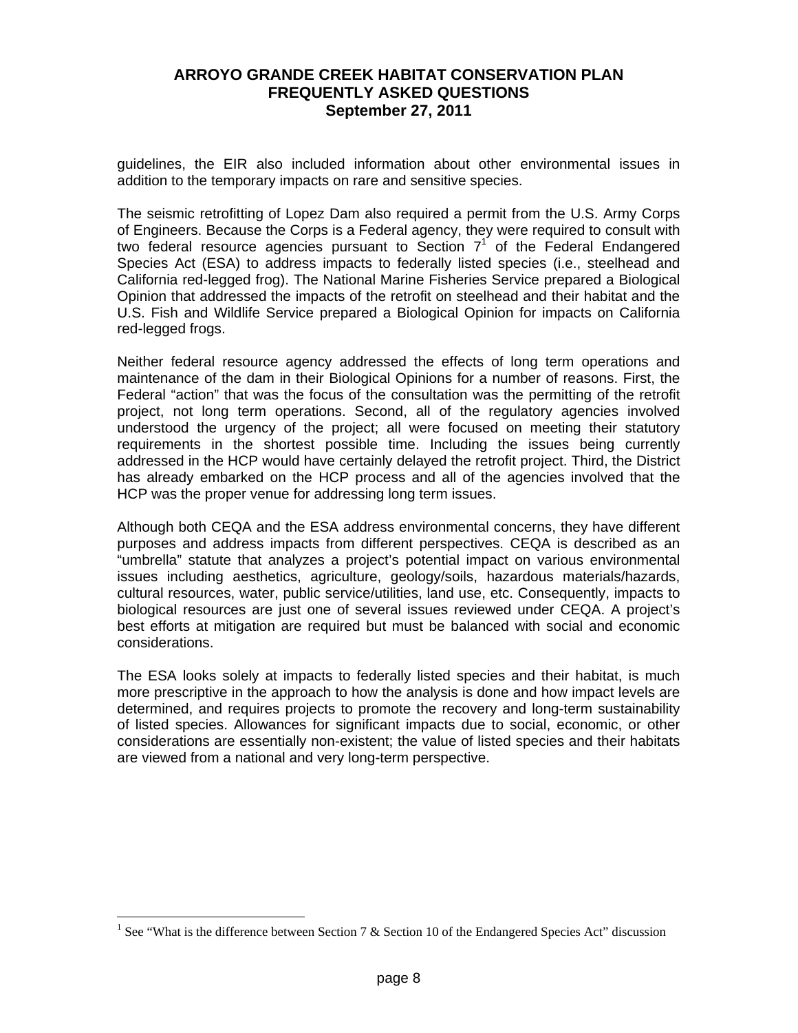guidelines, the EIR also included information about other environmental issues in addition to the temporary impacts on rare and sensitive species.

The seismic retrofitting of Lopez Dam also required a permit from the U.S. Army Corps of Engineers. Because the Corps is a Federal agency, they were required to consult with two federal resource agencies pursuant to Section 7[1] of the Federal Endangered Species Act (ESA) to address impacts to federally listed species (i.e., steelhead and California red-legged frog). The National Marine Fisheries Service prepared a Biological Opinion that addressed the impacts of the retrofit on steelhead and their habitat and the U.S. Fish and Wildlife Service prepared a Biological Opinion for impacts on California red-legged frogs.

Neither federal resource agency addressed the effects of long term operations and maintenance of the dam in their Biological Opinions for a number of reasons. First, the Federal "action" that was the focus of the consultation was the permitting of the retrofit project, not long term operations. Second, all of the regulatory agencies involved understood the urgency of the project; all were focused on meeting their statutory requirements in the shortest possible time. Including the issues being currently addressed in the HCP would have certainly delayed the retrofit project. Third, the District has already embarked on the HCP process and all of the agencies involved that the HCP was the proper venue for addressing long term issues.

Although both CEQA and the ESA address environmental concerns, they have different purposes and address impacts from different perspectives. CEQA is described as an "umbrella" statute that analyzes a project's potential impact on various environmental issues including aesthetics, agriculture, geology/soils, hazardous materials/hazards, cultural resources, water, public service/utilities, land use, etc. Consequently, impacts to biological resources are just one of several issues reviewed under CEQA. A project's best efforts at mitigation are required but must be balanced with social and economic considerations.

The ESA looks solely at impacts to federally listed species and their habitat, is much more prescriptive in the approach to how the analysis is done and how impact levels are determined, and requires projects to promote the recovery and long-term sustainability of listed species. Allowances for significant impacts due to social, economic, or other considerations are essentially non-existent; the value of listed species and their habitats are viewed from a national and very long-term perspective.

[1] See "What is the difference between Section 7 & Section 10 of the Endangered Species Act" discussion